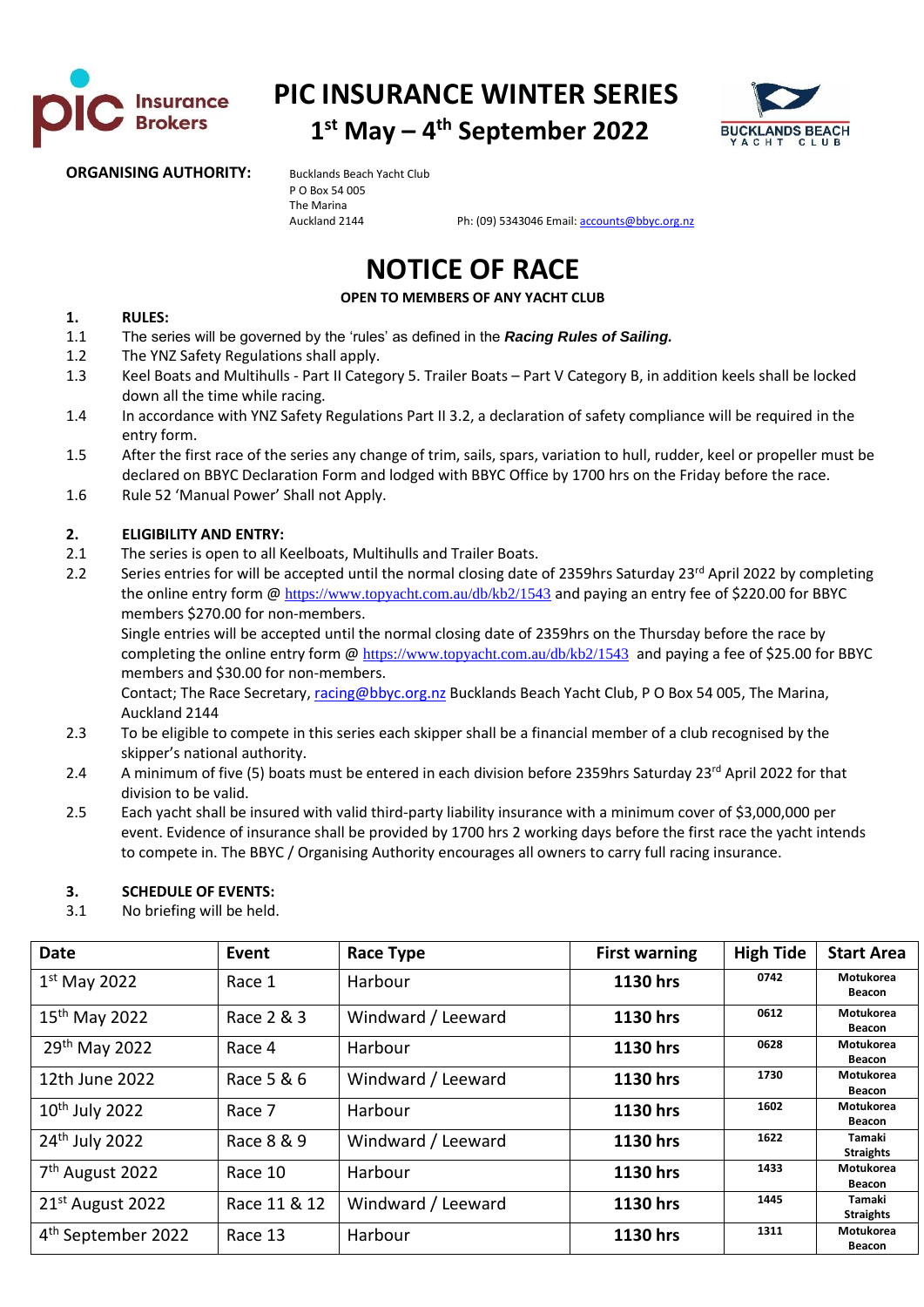# PIC INSURANCE WINTER SERIES

## 1st May – 4th September 2022

**ORGANISING AUTHORITY:**

Bucklands Beach Yacht Club
P O Box 54 005
The Marina
Auckland 2144

Ph: (09) 5343046 Email: accounts@bbyc.org.nz

# NOTICE OF RACE

**OPEN TO MEMBERS OF ANY YACHT CLUB**

**1. RULES:**

1.1 The series will be governed by the 'rules' as defined in the ***Racing Rules of Sailing.***

1.2 The YNZ Safety Regulations shall apply.

1.3 Keel Boats and Multihulls - Part II Category 5. Trailer Boats – Part V Category B, in addition keels shall be locked down all the time while racing.

1.4 In accordance with YNZ Safety Regulations Part II 3.2, a declaration of safety compliance will be required in the entry form.

1.5 After the first race of the series any change of trim, sails, spars, variation to hull, rudder, keel or propeller must be declared on BBYC Declaration Form and lodged with BBYC Office by 1700 hrs on the Friday before the race.

1.6 Rule 52 'Manual Power' Shall not Apply.

**2. ELIGIBILITY AND ENTRY:**

2.1 The series is open to all Keelboats, Multihulls and Trailer Boats.

2.2 Series entries for will be accepted until the normal closing date of 2359hrs Saturday 23rd April 2022 by completing the online entry form @ https://www.topyacht.com.au/db/kb2/1543 and paying an entry fee of $220.00 for BBYC members $270.00 for non-members.

Single entries will be accepted until the normal closing date of 2359hrs on the Thursday before the race by completing the online entry form @ https://www.topyacht.com.au/db/kb2/1543 and paying a fee of $25.00 for BBYC members and $30.00 for non-members.

Contact; The Race Secretary, racing@bbyc.org.nz Bucklands Beach Yacht Club, P O Box 54 005, The Marina, Auckland 2144

2.3 To be eligible to compete in this series each skipper shall be a financial member of a club recognised by the skipper's national authority.

2.4 A minimum of five (5) boats must be entered in each division before 2359hrs Saturday 23rd April 2022 for that division to be valid.

2.5 Each yacht shall be insured with valid third-party liability insurance with a minimum cover of $3,000,000 per event. Evidence of insurance shall be provided by 1700 hrs 2 working days before the first race the yacht intends to compete in. The BBYC / Organising Authority encourages all owners to carry full racing insurance.

**3. SCHEDULE OF EVENTS:**

3.1 No briefing will be held.

| Date | Event | Race Type | First warning | High Tide | Start Area |
|---|---|---|---|---|---|
| 1st May 2022 | Race 1 | Harbour | **1130 hrs** | 0742 | **Motukorea Beacon** |
| 15th May 2022 | Race 2 & 3 | Windward / Leeward | **1130 hrs** | 0612 | **Motukorea Beacon** |
| 29th May 2022 | Race 4 | Harbour | **1130 hrs** | 0628 | **Motukorea Beacon** |
| 12th June 2022 | Race 5 & 6 | Windward / Leeward | **1130 hrs** | 1730 | **Motukorea Beacon** |
| 10th July 2022 | Race 7 | Harbour | **1130 hrs** | 1602 | **Motukorea Beacon** |
| 24th July 2022 | Race 8 & 9 | Windward / Leeward | **1130 hrs** | 1622 | **Tamaki Straights** |
| 7th August 2022 | Race 10 | Harbour | **1130 hrs** | 1433 | **Motukorea Beacon** |
| 21st August 2022 | Race 11 & 12 | Windward / Leeward | **1130 hrs** | 1445 | **Tamaki Straights** |
| 4th September 2022 | Race 13 | Harbour | **1130 hrs** | 1311 | **Motukorea Beacon** |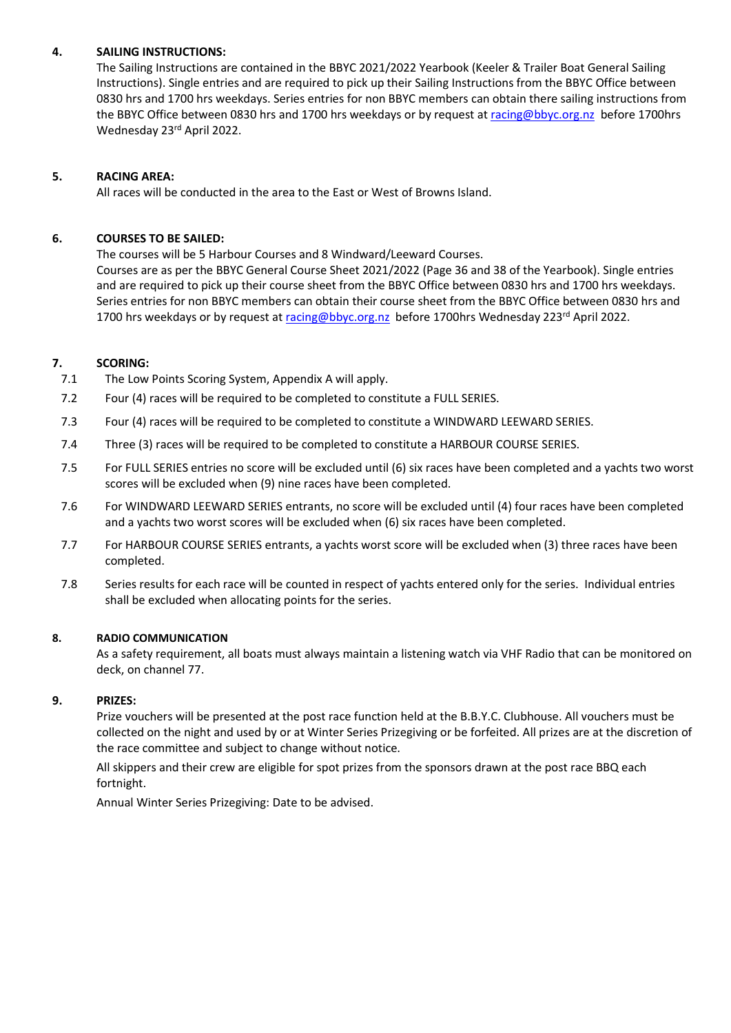## 4. SAILING INSTRUCTIONS:

The Sailing Instructions are contained in the BBYC 2021/2022 Yearbook (Keeler & Trailer Boat General Sailing Instructions). Single entries and are required to pick up their Sailing Instructions from the BBYC Office between 0830 hrs and 1700 hrs weekdays. Series entries for non BBYC members can obtain there sailing instructions from the BBYC Office between 0830 hrs and 1700 hrs weekdays or by request at racing@bbyc.org.nz before 1700hrs Wednesday 23rd April 2022.

## 5. RACING AREA:

All races will be conducted in the area to the East or West of Browns Island.

## 6. COURSES TO BE SAILED:

The courses will be 5 Harbour Courses and 8 Windward/Leeward Courses.
Courses are as per the BBYC General Course Sheet 2021/2022 (Page 36 and 38 of the Yearbook). Single entries and are required to pick up their course sheet from the BBYC Office between 0830 hrs and 1700 hrs weekdays. Series entries for non BBYC members can obtain their course sheet from the BBYC Office between 0830 hrs and 1700 hrs weekdays or by request at racing@bbyc.org.nz before 1700hrs Wednesday 223rd April 2022.

## 7. SCORING:

7.1 The Low Points Scoring System, Appendix A will apply.

7.2 Four (4) races will be required to be completed to constitute a FULL SERIES.

7.3 Four (4) races will be required to be completed to constitute a WINDWARD LEEWARD SERIES.

7.4 Three (3) races will be required to be completed to constitute a HARBOUR COURSE SERIES.

7.5 For FULL SERIES entries no score will be excluded until (6) six races have been completed and a yachts two worst scores will be excluded when (9) nine races have been completed.

7.6 For WINDWARD LEEWARD SERIES entrants, no score will be excluded until (4) four races have been completed and a yachts two worst scores will be excluded when (6) six races have been completed.

7.7 For HARBOUR COURSE SERIES entrants, a yachts worst score will be excluded when (3) three races have been completed.

7.8 Series results for each race will be counted in respect of yachts entered only for the series. Individual entries shall be excluded when allocating points for the series.

## 8. RADIO COMMUNICATION

As a safety requirement, all boats must always maintain a listening watch via VHF Radio that can be monitored on deck, on channel 77.

## 9. PRIZES:

Prize vouchers will be presented at the post race function held at the B.B.Y.C. Clubhouse. All vouchers must be collected on the night and used by or at Winter Series Prizegiving or be forfeited. All prizes are at the discretion of the race committee and subject to change without notice.

All skippers and their crew are eligible for spot prizes from the sponsors drawn at the post race BBQ each fortnight.

Annual Winter Series Prizegiving: Date to be advised.